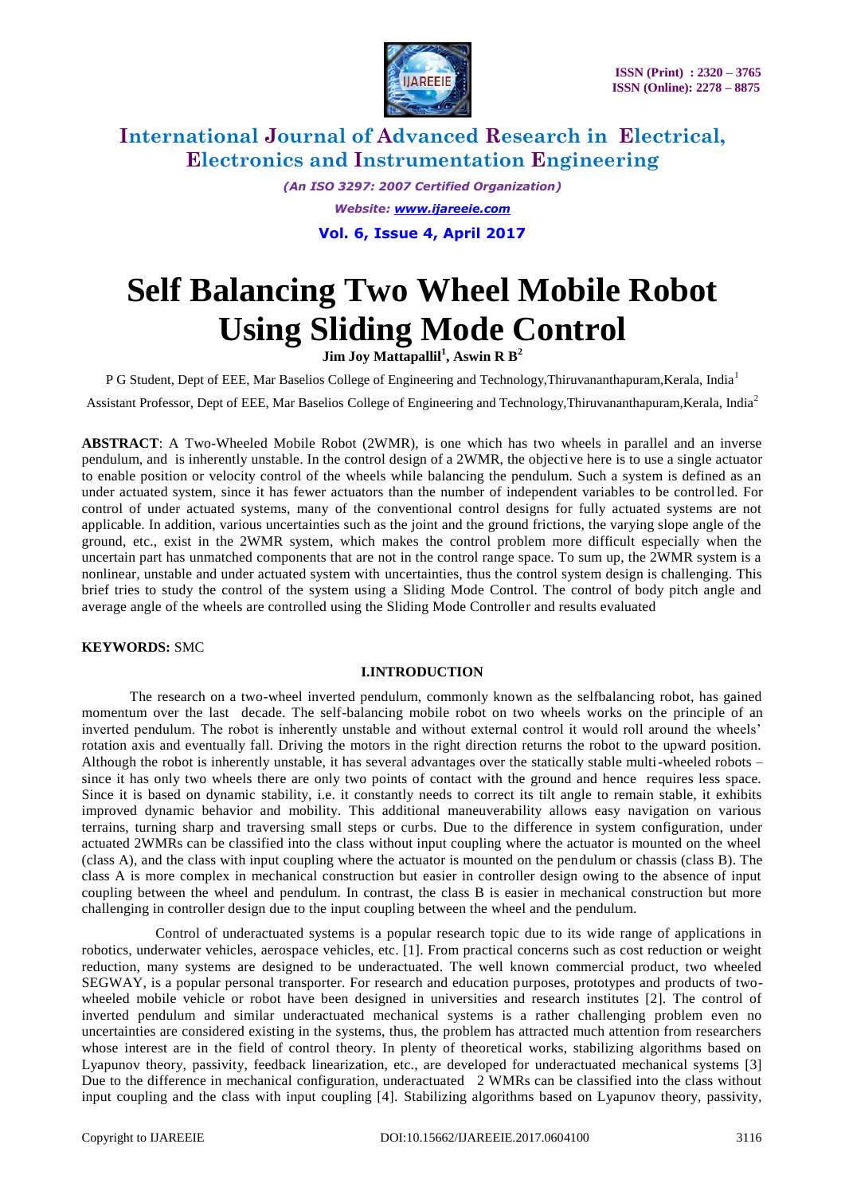# Self Balancing Two Wheel Mobile Robot Using Sliding Mode Control

**Jim Joy Mattapallil[1], Aswin R B[2]**

P G Student, Dept of EEE, Mar Baselios College of Engineering and Technology,Thiruvananthapuram,Kerala, India[1]

Assistant Professor, Dept of EEE, Mar Baselios College of Engineering and Technology,Thiruvananthapuram,Kerala, India[2]

**ABSTRACT**: A Two-Wheeled Mobile Robot (2WMR), is one which has two wheels in parallel and an inverse pendulum, and is inherently unstable. In the control design of a 2WMR, the objective here is to use a single actuator to enable position or velocity control of the wheels while balancing the pendulum. Such a system is defined as an under actuated system, since it has fewer actuators than the number of independent variables to be controlled. For control of under actuated systems, many of the conventional control designs for fully actuated systems are not applicable. In addition, various uncertainties such as the joint and the ground frictions, the varying slope angle of the ground, etc., exist in the 2WMR system, which makes the control problem more difficult especially when the uncertain part has unmatched components that are not in the control range space. To sum up, the 2WMR system is a nonlinear, unstable and under actuated system with uncertainties, thus the control system design is challenging. This brief tries to study the control of the system using a Sliding Mode Control. The control of body pitch angle and average angle of the wheels are controlled using the Sliding Mode Controller and results evaluated

**KEYWORDS:** SMC

## I.INTRODUCTION

The research on a two-wheel inverted pendulum, commonly known as the selfbalancing robot, has gained momentum over the last decade. The self-balancing mobile robot on two wheels works on the principle of an inverted pendulum. The robot is inherently unstable and without external control it would roll around the wheels' rotation axis and eventually fall. Driving the motors in the right direction returns the robot to the upward position. Although the robot is inherently unstable, it has several advantages over the statically stable multi-wheeled robots – since it has only two wheels there are only two points of contact with the ground and hence requires less space. Since it is based on dynamic stability, i.e. it constantly needs to correct its tilt angle to remain stable, it exhibits improved dynamic behavior and mobility. This additional maneuverability allows easy navigation on various terrains, turning sharp and traversing small steps or curbs. Due to the difference in system configuration, under actuated 2WMRs can be classified into the class without input coupling where the actuator is mounted on the wheel (class A), and the class with input coupling where the actuator is mounted on the pendulum or chassis (class B). The class A is more complex in mechanical construction but easier in controller design owing to the absence of input coupling between the wheel and pendulum. In contrast, the class B is easier in mechanical construction but more challenging in controller design due to the input coupling between the wheel and the pendulum.

Control of underactuated systems is a popular research topic due to its wide range of applications in robotics, underwater vehicles, aerospace vehicles, etc. [1]. From practical concerns such as cost reduction or weight reduction, many systems are designed to be underactuated. The well known commercial product, two wheeled SEGWAY, is a popular personal transporter. For research and education purposes, prototypes and products of two-wheeled mobile vehicle or robot have been designed in universities and research institutes [2]. The control of inverted pendulum and similar underactuated mechanical systems is a rather challenging problem even no uncertainties are considered existing in the systems, thus, the problem has attracted much attention from researchers whose interest are in the field of control theory. In plenty of theoretical works, stabilizing algorithms based on Lyapunov theory, passivity, feedback linearization, etc., are developed for underactuated mechanical systems [3] Due to the difference in mechanical configuration, underactuated 2 WMRs can be classified into the class without input coupling and the class with input coupling [4]. Stabilizing algorithms based on Lyapunov theory, passivity,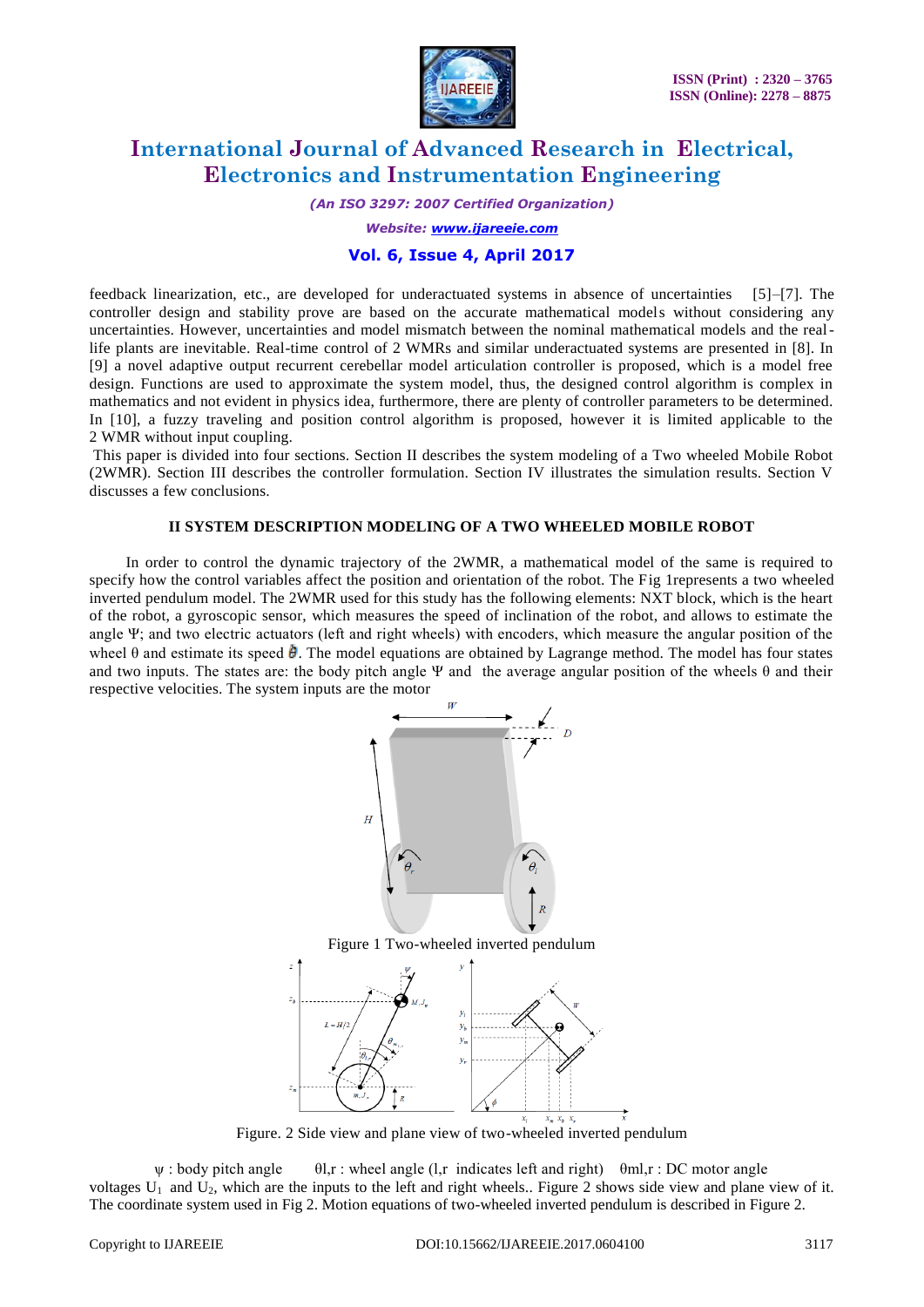feedback linearization, etc., are developed for underactuated systems in absence of uncertainties [5]–[7]. The controller design and stability prove are based on the accurate mathematical models without considering any uncertainties. However, uncertainties and model mismatch between the nominal mathematical models and the real-life plants are inevitable. Real-time control of 2 WMRs and similar underactuated systems are presented in [8]. In [9] a novel adaptive output recurrent cerebellar model articulation controller is proposed, which is a model free design. Functions are used to approximate the system model, thus, the designed control algorithm is complex in mathematics and not evident in physics idea, furthermore, there are plenty of controller parameters to be determined. In [10], a fuzzy traveling and position control algorithm is proposed, however it is limited applicable to the 2 WMR without input coupling.

This paper is divided into four sections. Section II describes the system modeling of a Two wheeled Mobile Robot (2WMR). Section III describes the controller formulation. Section IV illustrates the simulation results. Section V discusses a few conclusions.

## II SYSTEM DESCRIPTION MODELING OF A TWO WHEELED MOBILE ROBOT

In order to control the dynamic trajectory of the 2WMR, a mathematical model of the same is required to specify how the control variables affect the position and orientation of the robot. The Fig 1represents a two wheeled inverted pendulum model. The 2WMR used for this study has the following elements: NXT block, which is the heart of the robot, a gyroscopic sensor, which measures the speed of inclination of the robot, and allows to estimate the angle $\Psi$; and two electric actuators (left and right wheels) with encoders, which measure the angular position of the wheel $\theta$ and estimate its speed $\dot{\theta}$. The model equations are obtained by Lagrange method. The model has four states and two inputs. The states are: the body pitch angle $\Psi$ and the average angular position of the wheels $\theta$ and their respective velocities. The system inputs are the motor

Figure 1 Two-wheeled inverted pendulum

Figure. 2 Side view and plane view of two-wheeled inverted pendulum

$\psi$ : body pitch angle $\theta_{l,r}$ : wheel angle (l,r indicates left and right) $\theta_{ml,r}$ : DC motor angle

voltages $U_1$ and $U_2$, which are the inputs to the left and right wheels.. Figure 2 shows side view and plane view of it. The coordinate system used in Fig 2. Motion equations of two-wheeled inverted pendulum is described in Figure 2.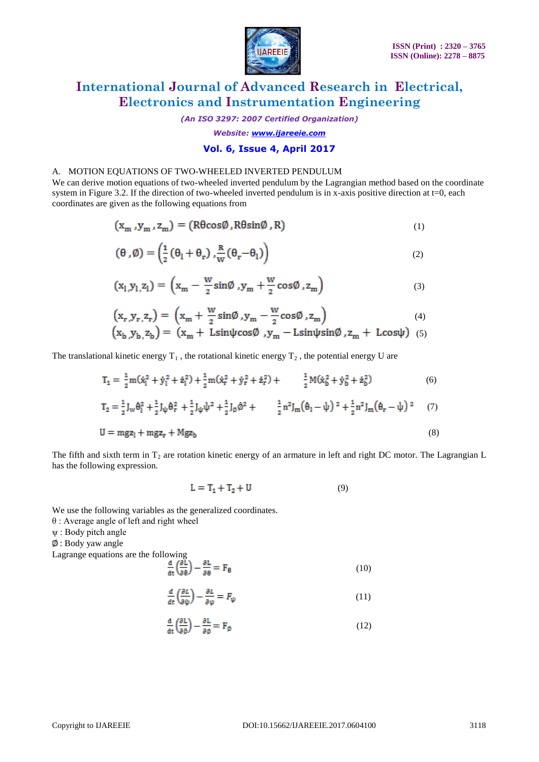A. MOTION EQUATIONS OF TWO-WHEELED INVERTED PENDULUM

We can derive motion equations of two-wheeled inverted pendulum by the Lagrangian method based on the coordinate system in Figure 3.2. If the direction of two-wheeled inverted pendulum is in x-axis positive direction at t=0, each coordinates are given as the following equations from

$$(x_m, y_m, z_m) = (R\theta\cos\phi, R\theta\sin\phi, R) \quad (1)$$

$$(\theta, \phi) = \left(\frac{1}{2}(\theta_l + \theta_r), \frac{R}{W}(\theta_r - \theta_l)\right) \quad (2)$$

$$(x_l, y_l, z_l) = \left(x_m - \frac{W}{2}\sin\phi, y_m + \frac{W}{2}\cos\phi, z_m\right) \quad (3)$$

$$(x_r, y_r, z_r) = \left(x_m + \frac{W}{2}\sin\phi, y_m - \frac{W}{2}\cos\phi, z_m\right) \quad (4)$$

$$(x_b, y_b, z_b) = (x_m + L\sin\psi\cos\phi, y_m - L\sin\psi\sin\phi, z_m + L\cos\psi) \quad (5)$$

The translational kinetic energy $T_1$, the rotational kinetic energy $T_2$, the potential energy U are

$$T_1 = \frac{1}{2}m(\dot{x}_l^2 + \dot{y}_l^2 + \dot{z}_l^2) + \frac{1}{2}m(\dot{x}_r^2 + \dot{y}_r^2 + \dot{z}_r^2) + \frac{1}{2}M(\dot{x}_b^2 + \dot{y}_b^2 + \dot{z}_b^2) \quad (6)$$

$$T_2 = \frac{1}{2}J_w\dot{\theta}_l^2 + \frac{1}{2}J_\psi\dot{\theta}_r^2 + \frac{1}{2}J_\psi\dot{\psi}^2 + \frac{1}{2}J_\phi\dot{\phi}^2 + \frac{1}{2}n^2J_m(\dot{\theta}_l - \dot{\psi})^2 + \frac{1}{2}n^2J_m(\dot{\theta}_r - \dot{\psi})^2 \quad (7)$$

$$U = mgz_l + mgz_r + Mgz_b \quad (8)$$

The fifth and sixth term in $T_2$ are rotation kinetic energy of an armature in left and right DC motor. The Lagrangian L has the following expression.

$$L = T_1 + T_2 + U \quad (9)$$

We use the following variables as the generalized coordinates.

$\theta$ : Average angle of left and right wheel

$\psi$ : Body pitch angle

$\phi$ : Body yaw angle

Lagrange equations are the following

$$\frac{d}{dt}\left(\frac{\partial L}{\partial \dot{\theta}}\right) - \frac{\partial L}{\partial \theta} = F_\theta \quad (10)$$

$$\frac{d}{dt}\left(\frac{\partial L}{\partial \dot{\psi}}\right) - \frac{\partial L}{\partial \psi} = F_\psi \quad (11)$$

$$\frac{d}{dt}\left(\frac{\partial L}{\partial \dot{\phi}}\right) - \frac{\partial L}{\partial \phi} = F_\phi \quad (12)$$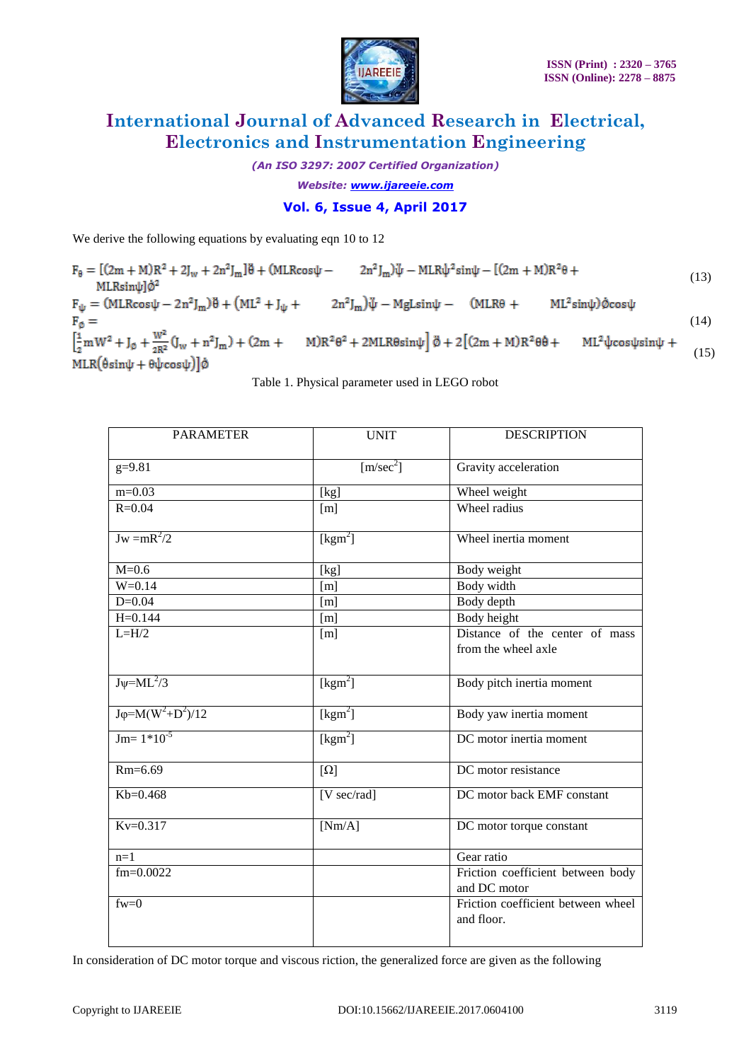We derive the following equations by evaluating eqn 10 to 12

$$F_\theta = [(2m+M)R^2 + 2J_w + 2n^2J_m]\ddot{\theta} + (MLR\cos\psi - 2n^2J_m)\ddot{\psi} - MLR\dot{\psi}^2\sin\psi - [(2m+M)R^2\theta + MLR\sin\psi]\dot{\phi}^2 \tag{13}$$

$$F_\psi = (MLR\cos\psi - 2n^2J_m)\ddot{\theta} + (ML^2 + J_\psi + 2n^2J_m)\ddot{\psi} - MgL\sin\psi - (MLR\theta + ML^2\sin\psi)\dot{\phi}\cos\psi \tag{14}$$

$$F_\phi = \left[\frac{1}{2}mW^2 + J_\phi + \frac{W^2}{2R^2}(J_w + n^2J_m) + (2m+M)R^2\theta^2 + 2MLR\theta\sin\psi\right]\ddot{\phi} + 2\left[(2m+M)R^2\theta\dot{\theta} + ML^2\dot{\psi}\cos\psi\sin\psi + MLR(\dot{\theta}\sin\psi + \theta\dot{\psi}\cos\psi)\right]\dot{\phi} \tag{15}$$

Table 1. Physical parameter used in LEGO robot

| PARAMETER | UNIT | DESCRIPTION |
|---|---|---|
| g=9.81 | [m/sec$^2$] | Gravity acceleration |
| m=0.03 | [kg] | Wheel weight |
| R=0.04 | [m] | Wheel radius |
| Jw =mR$^2$/2 | [kgm$^2$] | Wheel inertia moment |
| M=0.6 | [kg] | Body weight |
| W=0.14 | [m] | Body width |
| D=0.04 | [m] | Body depth |
| H=0.144 | [m] | Body height |
| L=H/2 | [m] | Distance of the center of mass from the wheel axle |
| Jψ=ML$^2$/3 | [kgm$^2$] | Body pitch inertia moment |
| Jφ=M(W$^2$+D$^2$)/12 | [kgm$^2$] | Body yaw inertia moment |
| Jm= 1*10$^{-5}$ | [kgm$^2$] | DC motor inertia moment |
| Rm=6.69 | [Ω] | DC motor resistance |
| Kb=0.468 | [V sec/rad] | DC motor back EMF constant |
| Kv=0.317 | [Nm/A] | DC motor torque constant |
| n=1 | | Gear ratio |
| fm=0.0022 | | Friction coefficient between body and DC motor |
| fw=0 | | Friction coefficient between wheel and floor. |

In consideration of DC motor torque and viscous riction, the generalized force are given as the following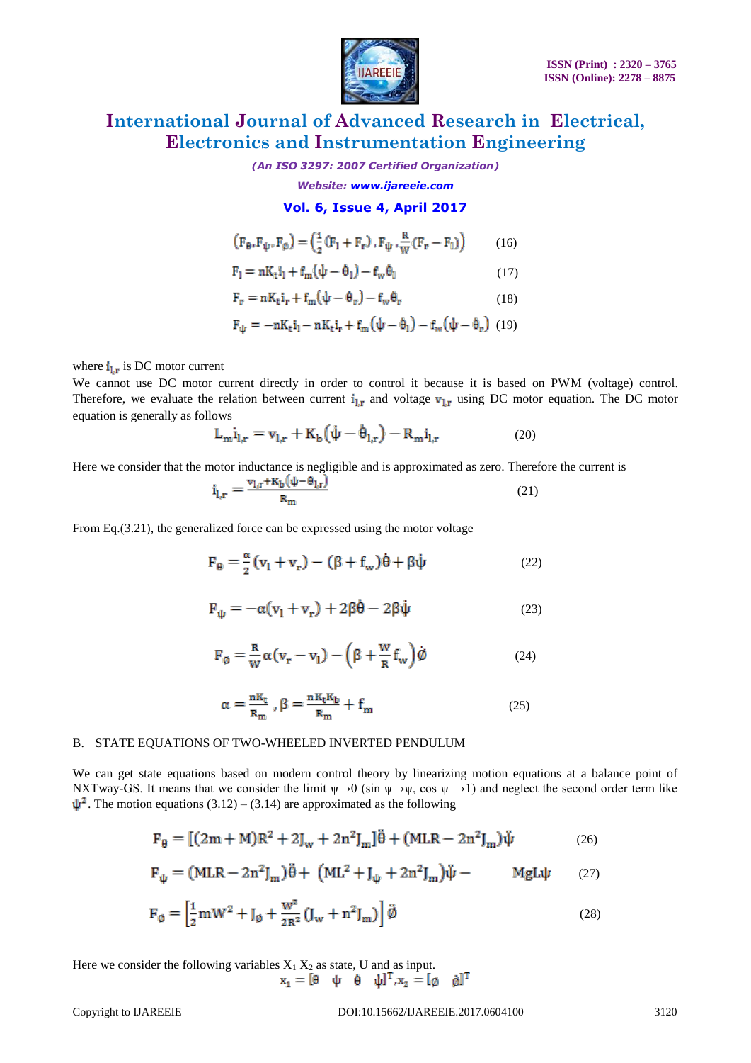$$\left(F_\theta, F_\psi, F_\phi\right) = \left(\frac{1}{2}\left(F_l + F_r\right), F_\psi, \frac{R}{W}\left(F_r - F_l\right)\right) \quad (16)$$

$$F_l = nK_t i_l + f_m\left(\dot{\psi} - \dot{\theta}_l\right) - f_w \dot{\theta}_l \quad (17)$$

$$F_r = nK_t i_r + f_m\left(\dot{\psi} - \dot{\theta}_r\right) - f_w \dot{\theta}_r \quad (18)$$

$$F_\psi = -nK_t i_l - nK_t i_r + f_m\left(\dot{\psi} - \dot{\theta}_l\right) - f_w\left(\dot{\psi} - \dot{\theta}_r\right) \quad (19)$$

where $i_{l,r}$ is DC motor current

We cannot use DC motor current directly in order to control it because it is based on PWM (voltage) control. Therefore, we evaluate the relation between current $i_{l,r}$ and voltage $v_{l,r}$ using DC motor equation. The DC motor equation is generally as follows

$$L_m \dot{i}_{l,r} = v_{l,r} + K_b\left(\dot{\psi} - \dot{\theta}_{l,r}\right) - R_m i_{l,r} \quad (20)$$

Here we consider that the motor inductance is negligible and is approximated as zero. Therefore the current is

$$i_{l,r} = \frac{v_{l,r} + K_b\left(\dot{\psi} - \dot{\theta}_{l,r}\right)}{R_m} \quad (21)$$

From Eq.(3.21), the generalized force can be expressed using the motor voltage

$$F_\theta = \frac{\alpha}{2}\left(v_l + v_r\right) - \left(\beta + f_w\right)\dot{\theta} + \beta\dot{\psi} \quad (22)$$

$$F_\psi = -\alpha\left(v_l + v_r\right) + 2\beta\dot{\theta} - 2\beta\dot{\psi} \quad (23)$$

$$F_\phi = \frac{R}{W}\alpha\left(v_r - v_l\right) - \left(\beta + \frac{W}{R} f_w\right)\dot{\phi} \quad (24)$$

$$\alpha = \frac{nK_t}{R_m}, \beta = \frac{nK_t K_b}{R_m} + f_m \quad (25)$$

B. STATE EQUATIONS OF TWO-WHEELED INVERTED PENDULUM

We can get state equations based on modern control theory by linearizing motion equations at a balance point of NXTway-GS. It means that we consider the limit $\psi \to 0$ ($\sin \psi \to \psi$, $\cos \psi \to 1$) and neglect the second order term like $\dot{\psi}^2$. The motion equations (3.12) – (3.14) are approximated as the following

$$F_\theta = \left[(2m + M)R^2 + 2J_w + 2n^2 J_m\right]\ddot{\theta} + \left(MLR - 2n^2 J_m\right)\ddot{\psi} \quad (26)$$

$$F_\psi = \left(MLR - 2n^2 J_m\right)\ddot{\theta} + \left(ML^2 + J_\psi + 2n^2 J_m\right)\ddot{\psi} - MgL\psi \quad (27)$$

$$F_\phi = \left[\frac{1}{2} mW^2 + J_\phi + \frac{W^2}{2R^2}\left(J_w + n^2 J_m\right)\right]\ddot{\phi} \quad (28)$$

Here we consider the following variables $X_1$ $X_2$ as state, U and as input.

$$x_1 = \left[\theta \quad \psi \quad \dot{\theta} \quad \dot{\psi}\right]^T, x_2 = \left[\phi \quad \dot{\phi}\right]^T$$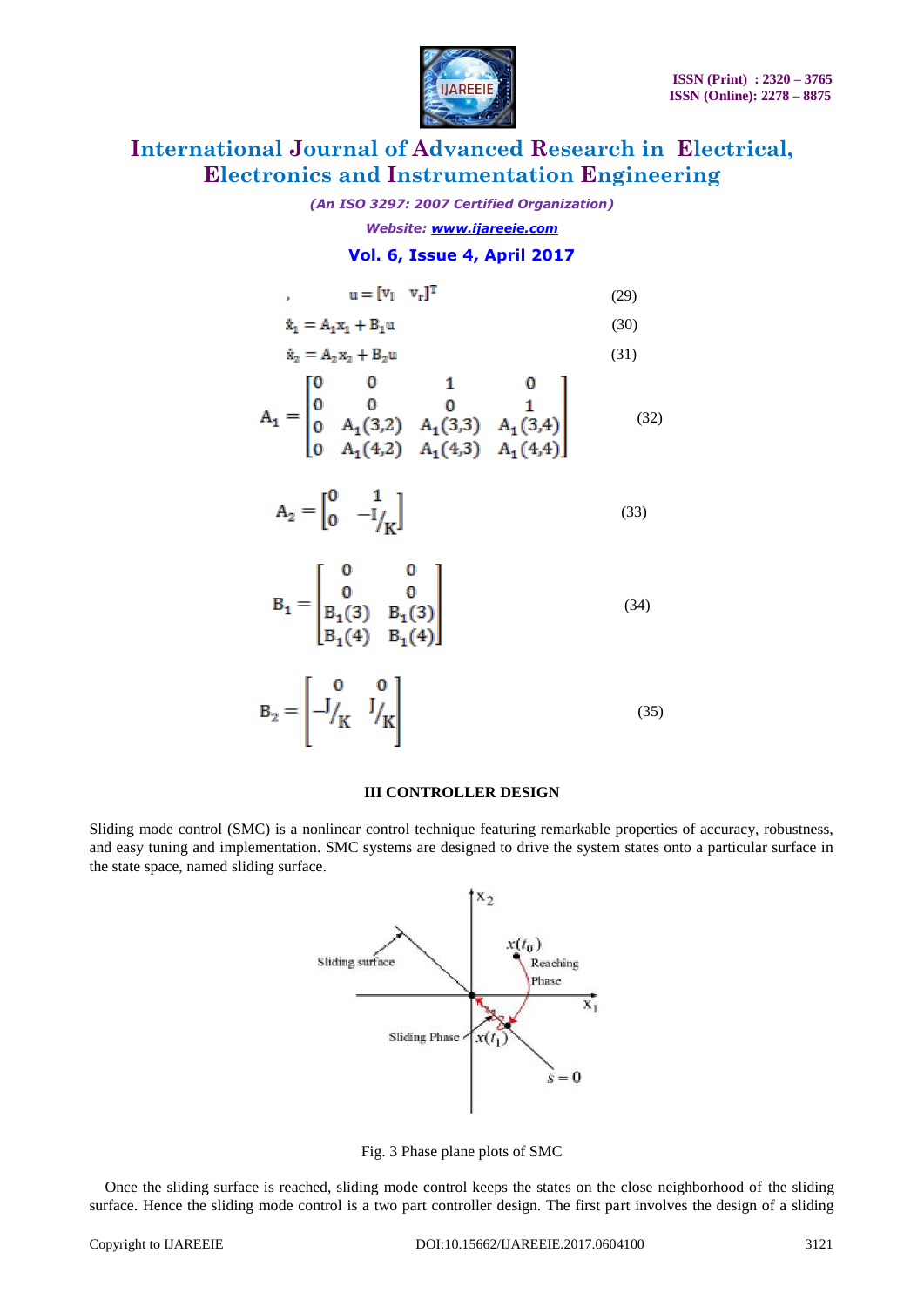$$u = [v_l \quad v_r]^T \tag{29}$$

$$\dot{x}_1 = A_1 x_1 + B_1 u \tag{30}$$

$$\dot{x}_2 = A_2 x_2 + B_2 u \tag{31}$$

$$A_1 = \begin{bmatrix} 0 & 0 & 1 & 0 \\ 0 & 0 & 0 & 1 \\ 0 & A_1(3,2) & A_1(3,3) & A_1(3,4) \\ 0 & A_1(4,2) & A_1(4,3) & A_1(4,4) \end{bmatrix} \tag{32}$$

$$A_2 = \begin{bmatrix} 0 & 1 \\ 0 & -I/_K \end{bmatrix} \tag{33}$$

$$B_1 = \begin{bmatrix} 0 & 0 \\ 0 & 0 \\ B_1(3) & B_1(3) \\ B_1(4) & B_1(4) \end{bmatrix} \tag{34}$$

$$B_2 = \begin{bmatrix} 0 & 0 \\ -J/_K & J/_K \end{bmatrix} \tag{35}$$

## III CONTROLLER DESIGN

Sliding mode control (SMC) is a nonlinear control technique featuring remarkable properties of accuracy, robustness, and easy tuning and implementation. SMC systems are designed to drive the system states onto a particular surface in the state space, named sliding surface.

Fig. 3 Phase plane plots of SMC

Once the sliding surface is reached, sliding mode control keeps the states on the close neighborhood of the sliding surface. Hence the sliding mode control is a two part controller design. The first part involves the design of a sliding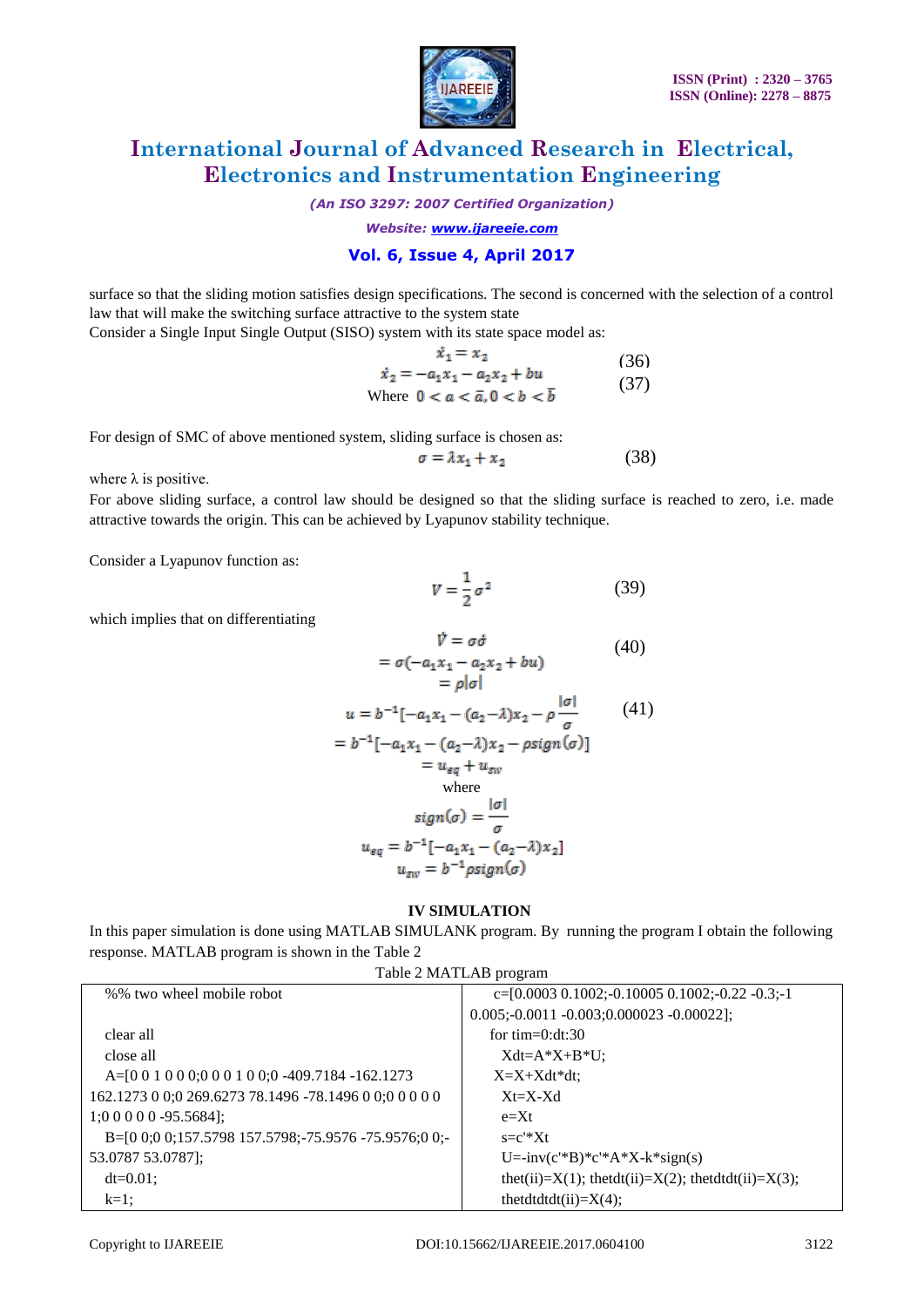surface so that the sliding motion satisfies design specifications. The second is concerned with the selection of a control law that will make the switching surface attractive to the system state

Consider a Single Input Single Output (SISO) system with its state space model as:

$$\dot{x}_1 = x_2 \tag{36}$$

$$\dot{x}_2 = -a_1 x_1 - a_2 x_2 + bu \tag{37}$$

$$\text{Where } 0 < a < \bar{a}, 0 < b < \bar{b}$$

For design of SMC of above mentioned system, sliding surface is chosen as:

$$\sigma = \lambda x_1 + x_2 \tag{38}$$

where λ is positive.

For above sliding surface, a control law should be designed so that the sliding surface is reached to zero, i.e. made attractive towards the origin. This can be achieved by Lyapunov stability technique.

Consider a Lyapunov function as:

$$V = \frac{1}{2}\sigma^2 \tag{39}$$

which implies that on differentiating

$$\dot{V} = \sigma\dot{\sigma} \tag{40}$$

$$= \sigma(-a_1 x_1 - a_2 x_2 + bu)$$

$$= \rho|\sigma|$$

$$u = b^{-1}[-a_1 x_1 - (a_2 - \lambda)x_2 - \rho\frac{|\sigma|}{\sigma} \tag{41}$$

$$= b^{-1}[-a_1 x_1 - (a_2 - \lambda)x_2 - \rho sign(\sigma)]$$

$$= u_{eq} + u_{sw}$$

where

$$sign(\sigma) = \frac{|\sigma|}{\sigma}$$

$$u_{eq} = b^{-1}[-a_1 x_1 - (a_2 - \lambda)x_2]$$

$$u_{sw} = b^{-1}\rho sign(\sigma)$$

## IV SIMULATION

In this paper simulation is done using MATLAB SIMULANK program. By running the program I obtain the following response. MATLAB program is shown in the Table 2

Table 2 MATLAB program

| | |
|---|---|
| %% two wheel mobile robot<br><br>clear all<br>close all<br>A=[0 0 1 0 0 0;0 0 0 1 0 0;0 -409.7184 -162.1273 162.1273 0 0;0 269.6273 78.1496 -78.1496 0 0;0 0 0 0 0 1;0 0 0 0 0 -95.5684];<br>B=[0 0;0 0;157.5798 157.5798;-75.9576 -75.9576;0 0;-53.0787 53.0787];<br>dt=0.01;<br>k=1; | c=[0.0003 0.1002;-0.10005 0.1002;-0.22 -0.3;-1 0.005;-0.0011 -0.003;0.000023 -0.00022];<br>for tim=0:dt:30<br>Xdt=A*X+B*U;<br>X=X+Xdt*dt;<br>Xt=X-Xd<br>e=Xt<br>s=c'*Xt<br>U=-inv(c'*B)*c'*A*X-k*sign(s)<br>thet(ii)=X(1); thetdt(ii)=X(2); thetdtdt(ii)=X(3);<br>thetdtdtdt(ii)=X(4); |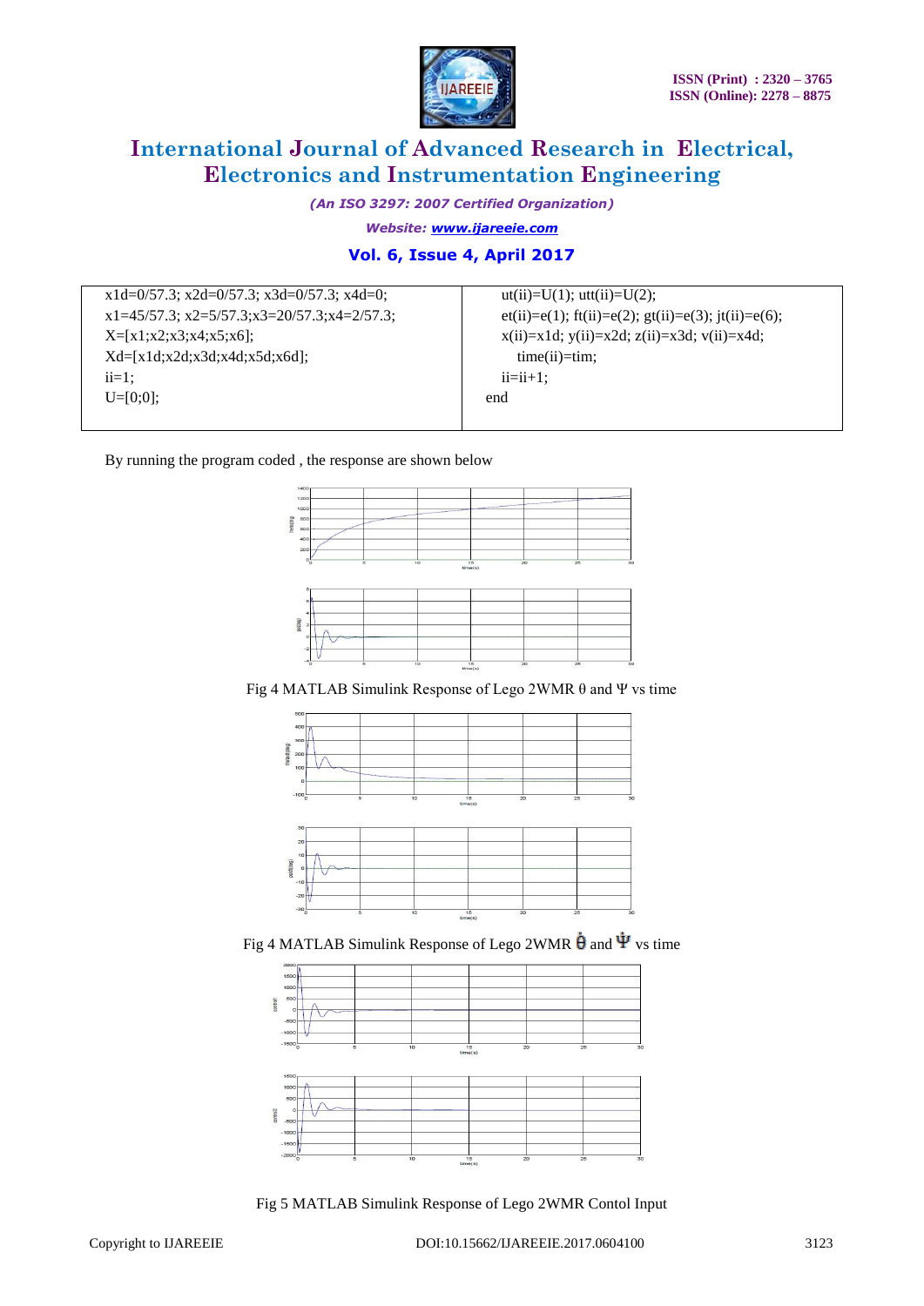```
x1d=0/57.3; x2d=0/57.3; x3d=0/57.3; x4d=0;
x1=45/57.3; x2=5/57.3;x3=20/57.3;x4=2/57.3;
X=[x1;x2;x3;x4;x5;x6];
Xd=[x1d;x2d;x3d;x4d;x5d;x6d];
ii=1;
U=[0;0];
```

```
    ut(ii)=U(1); utt(ii)=U(2);
    et(ii)=e(1); ft(ii)=e(2); gt(ii)=e(3); jt(ii)=e(6);
    x(ii)=x1d; y(ii)=x2d; z(ii)=x3d; v(ii)=x4d;
      time(ii)=tim;
    ii=ii+1;
end
```

By running the program coded , the response are shown below

Fig 4 MATLAB Simulink Response of Lego 2WMR θ and Ψ vs time

Fig 4 MATLAB Simulink Response of Lego 2WMR $\dot{\theta}$ and $\dot{\Psi}$ vs time

Fig 5 MATLAB Simulink Response of Lego 2WMR Contol Input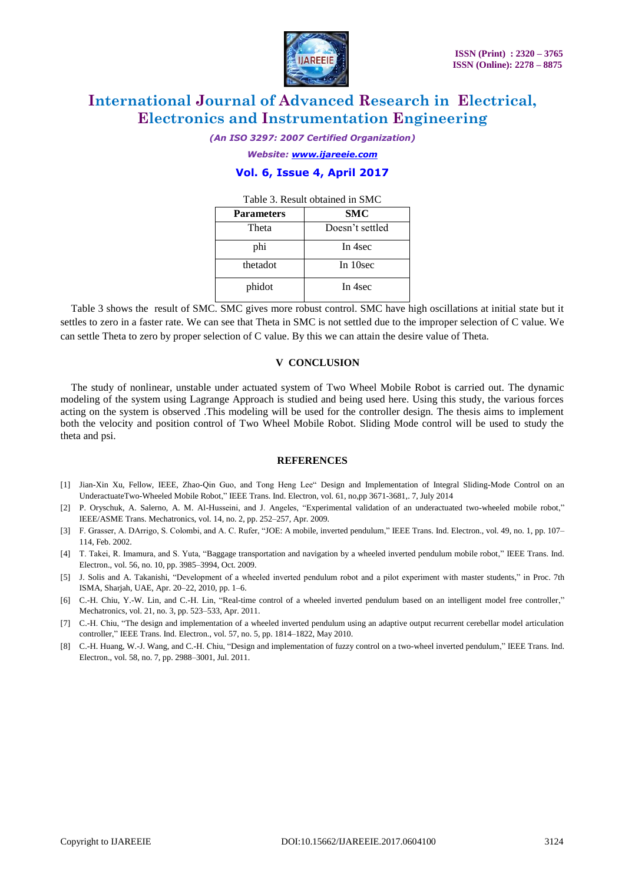Table 3. Result obtained in SMC

| Parameters | SMC |
|---|---|
| Theta | Doesn't settled |
| phi | In 4sec |
| thetadot | In 10sec |
| phidot | In 4sec |

Table 3 shows the result of SMC. SMC gives more robust control. SMC have high oscillations at initial state but it settles to zero in a faster rate. We can see that Theta in SMC is not settled due to the improper selection of C value. We can settle Theta to zero by proper selection of C value. By this we can attain the desire value of Theta.

## V CONCLUSION

The study of nonlinear, unstable under actuated system of Two Wheel Mobile Robot is carried out. The dynamic modeling of the system using Lagrange Approach is studied and being used here. Using this study, the various forces acting on the system is observed .This modeling will be used for the controller design. The thesis aims to implement both the velocity and position control of Two Wheel Mobile Robot. Sliding Mode control will be used to study the theta and psi.

## REFERENCES

[1] Jian-Xin Xu, Fellow, IEEE, Zhao-Qin Guo, and Tong Heng Lee" Design and Implementation of Integral Sliding-Mode Control on an UnderactuateTwo-Wheeled Mobile Robot," IEEE Trans. Ind. Electron, vol. 61, no,pp 3671-3681,. 7, July 2014

[2] P. Oryschuk, A. Salerno, A. M. Al-Husseini, and J. Angeles, "Experimental validation of an underactuated two-wheeled mobile robot," IEEE/ASME Trans. Mechatronics, vol. 14, no. 2, pp. 252–257, Apr. 2009.

[3] F. Grasser, A. DArrigo, S. Colombi, and A. C. Rufer, "JOE: A mobile, inverted pendulum," IEEE Trans. Ind. Electron., vol. 49, no. 1, pp. 107–114, Feb. 2002.

[4] T. Takei, R. Imamura, and S. Yuta, "Baggage transportation and navigation by a wheeled inverted pendulum mobile robot," IEEE Trans. Ind. Electron., vol. 56, no. 10, pp. 3985–3994, Oct. 2009.

[5] J. Solis and A. Takanishi, "Development of a wheeled inverted pendulum robot and a pilot experiment with master students," in Proc. 7th ISMA, Sharjah, UAE, Apr. 20–22, 2010, pp. 1–6.

[6] C.-H. Chiu, Y.-W. Lin, and C.-H. Lin, "Real-time control of a wheeled inverted pendulum based on an intelligent model free controller," Mechatronics, vol. 21, no. 3, pp. 523–533, Apr. 2011.

[7] C.-H. Chiu, "The design and implementation of a wheeled inverted pendulum using an adaptive output recurrent cerebellar model articulation controller," IEEE Trans. Ind. Electron., vol. 57, no. 5, pp. 1814–1822, May 2010.

[8] C.-H. Huang, W.-J. Wang, and C.-H. Chiu, "Design and implementation of fuzzy control on a two-wheel inverted pendulum," IEEE Trans. Ind. Electron., vol. 58, no. 7, pp. 2988–3001, Jul. 2011.